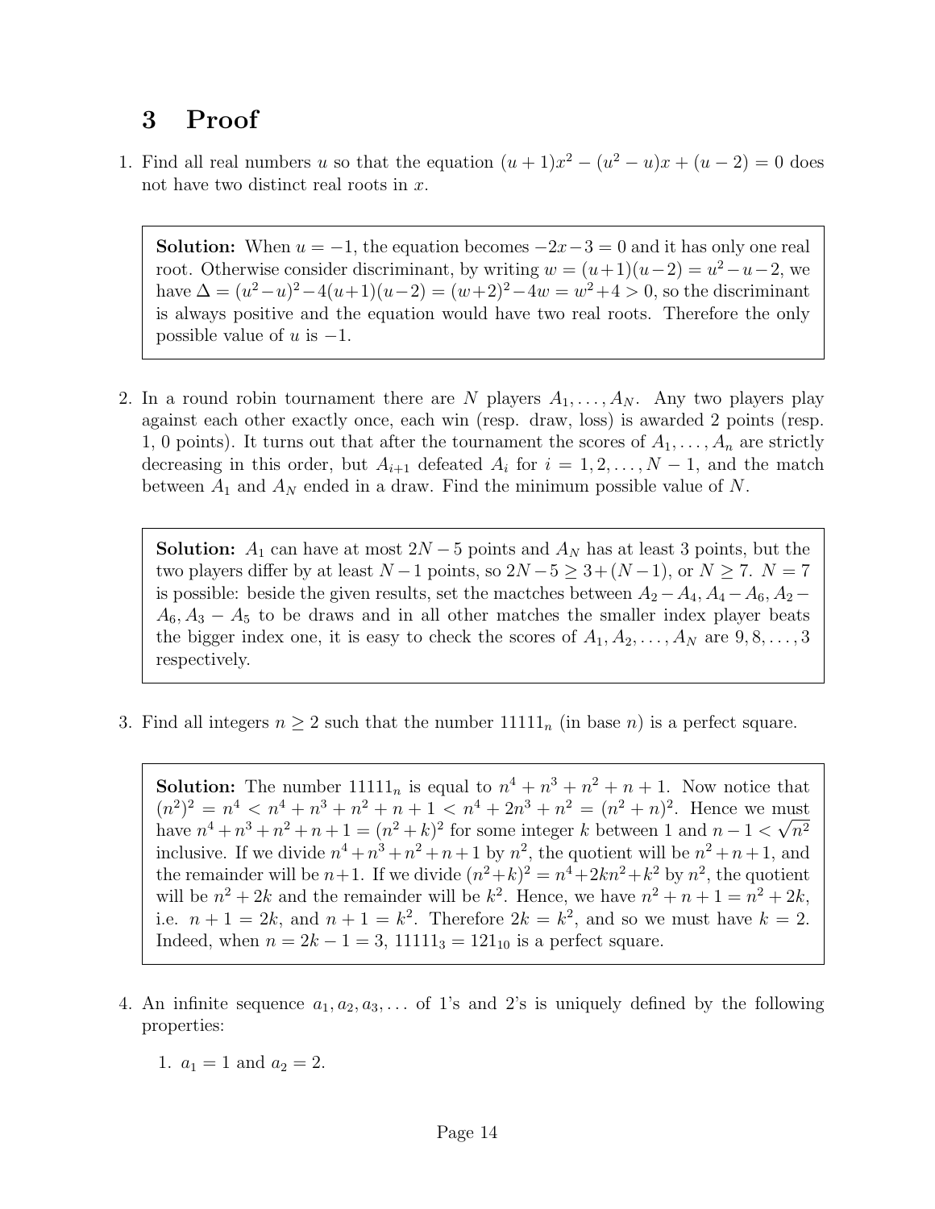# 3 Proof

1. Find all real numbers $u$ so that the equation $(u+1)x^2 - (u^2 - u)x + (u-2) = 0$ does not have two distinct real roots in $x$.

> **Solution:** When $u = -1$, the equation becomes $-2x-3 = 0$ and it has only one real root. Otherwise consider discriminant, by writing $w = (u+1)(u-2) = u^2-u-2$, we have $\Delta = (u^2-u)^2-4(u+1)(u-2) = (w+2)^2-4w = w^2+4 > 0$, so the discriminant is always positive and the equation would have two real roots. Therefore the only possible value of $u$ is $-1$.

2. In a round robin tournament there are $N$ players $A_1, \dots, A_N$. Any two players play against each other exactly once, each win (resp. draw, loss) is awarded 2 points (resp. 1, 0 points). It turns out that after the tournament the scores of $A_1, \dots, A_n$ are strictly decreasing in this order, but $A_{i+1}$ defeated $A_i$ for $i = 1, 2, \dots, N-1$, and the match between $A_1$ and $A_N$ ended in a draw. Find the minimum possible value of $N$.

> **Solution:** $A_1$ can have at most $2N-5$ points and $A_N$ has at least 3 points, but the two players differ by at least $N-1$ points, so $2N-5 \geq 3+(N-1)$, or $N \geq 7$. $N = 7$ is possible: beside the given results, set the mactches between $A_2-A_4, A_4-A_6, A_2-A_6, A_3-A_5$ to be draws and in all other matches the smaller index player beats the bigger index one, it is easy to check the scores of $A_1, A_2, \dots, A_N$ are $9, 8, \dots, 3$ respectively.

3. Find all integers $n \geq 2$ such that the number $11111_n$ (in base $n$) is a perfect square.

> **Solution:** The number $11111_n$ is equal to $n^4+n^3+n^2+n+1$. Now notice that $(n^2)^2 = n^4 < n^4+n^3+n^2+n+1 < n^4+2n^3+n^2 = (n^2+n)^2$. Hence we must have $n^4+n^3+n^2+n+1 = (n^2+k)^2$ for some integer $k$ between 1 and $n-1 < \sqrt{n^2}$ inclusive. If we divide $n^4+n^3+n^2+n+1$ by $n^2$, the quotient will be $n^2+n+1$, and the remainder will be $n+1$. If we divide $(n^2+k)^2 = n^4+2kn^2+k^2$ by $n^2$, the quotient will be $n^2+2k$ and the remainder will be $k^2$. Hence, we have $n^2+n+1 = n^2+2k$, i.e. $n+1 = 2k$, and $n+1 = k^2$. Therefore $2k = k^2$, and so we must have $k = 2$. Indeed, when $n = 2k-1 = 3$, $11111_3 = 121_{10}$ is a perfect square.

4. An infinite sequence $a_1, a_2, a_3, \dots$ of 1's and 2's is uniquely defined by the following properties:

    1. $a_1 = 1$ and $a_2 = 2$.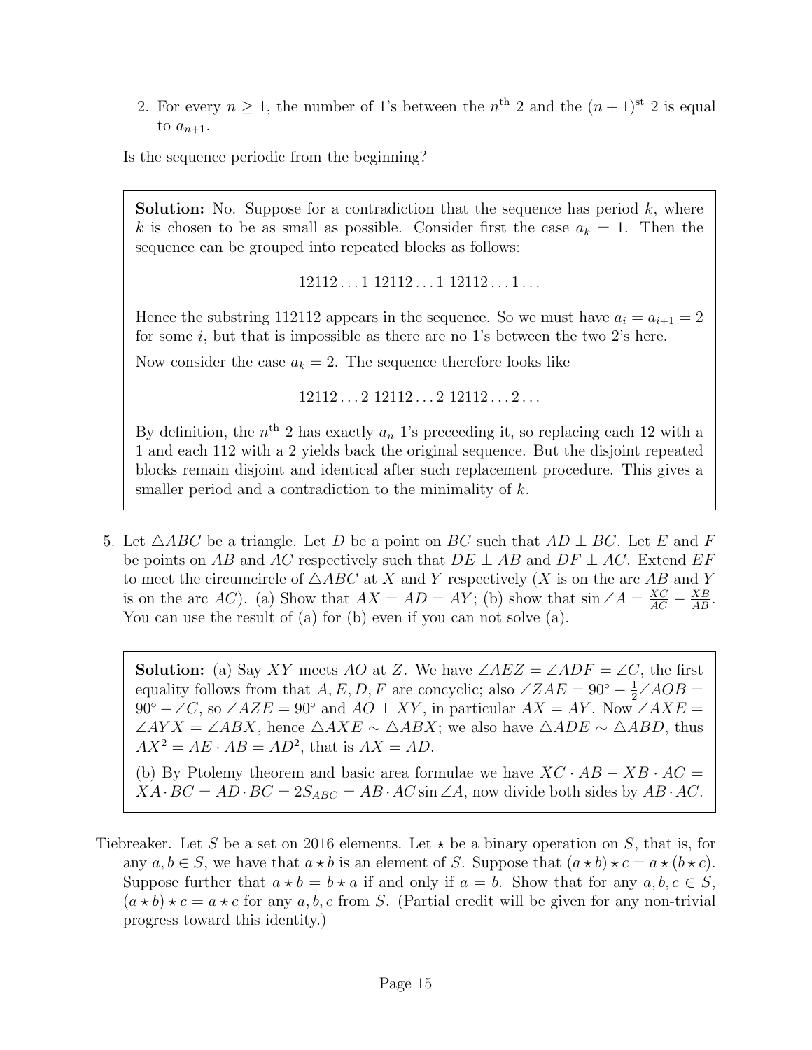2. For every $n \geq 1$, the number of 1's between the $n^{\text{th}}$ 2 and the $(n+1)^{\text{st}}$ 2 is equal to $a_{n+1}$.

Is the sequence periodic from the beginning?

> **Solution:** No. Suppose for a contradiction that the sequence has period $k$, where $k$ is chosen to be as small as possible. Consider first the case $a_k = 1$. Then the sequence can be grouped into repeated blocks as follows:
>
> $$12112\ldots1\ 12112\ldots1\ 12112\ldots1\ldots$$
>
> Hence the substring 112112 appears in the sequence. So we must have $a_i = a_{i+1} = 2$ for some $i$, but that is impossible as there are no 1's between the two 2's here.
>
> Now consider the case $a_k = 2$. The sequence therefore looks like
>
> $$12112\ldots2\ 12112\ldots2\ 12112\ldots2\ldots$$
>
> By definition, the $n^{\text{th}}$ 2 has exactly $a_n$ 1's preceeding it, so replacing each 12 with a 1 and each 112 with a 2 yields back the original sequence. But the disjoint repeated blocks remain disjoint and identical after such replacement procedure. This gives a smaller period and a contradiction to the minimality of $k$.

5. Let $\triangle ABC$ be a triangle. Let $D$ be a point on $BC$ such that $AD \perp BC$. Let $E$ and $F$ be points on $AB$ and $AC$ respectively such that $DE \perp AB$ and $DF \perp AC$. Extend $EF$ to meet the circumcircle of $\triangle ABC$ at $X$ and $Y$ respectively ($X$ is on the arc $AB$ and $Y$ is on the arc $AC$). (a) Show that $AX = AD = AY$; (b) show that $\sin \angle A = \frac{XC}{AC} - \frac{XB}{AB}$. You can use the result of (a) for (b) even if you can not solve (a).

> **Solution:** (a) Say $XY$ meets $AO$ at $Z$. We have $\angle AEZ = \angle ADF = \angle C$, the first equality follows from that $A, E, D, F$ are concyclic; also $\angle ZAE = 90^\circ - \frac{1}{2}\angle AOB = 90^\circ - \angle C$, so $\angle AZE = 90^\circ$ and $AO \perp XY$, in particular $AX = AY$. Now $\angle AXE = \angle AYX = \angle ABX$, hence $\triangle AXE \sim \triangle ABX$; we also have $\triangle ADE \sim \triangle ABD$, thus $AX^2 = AE \cdot AB = AD^2$, that is $AX = AD$.
>
> (b) By Ptolemy theorem and basic area formulae we have $XC \cdot AB - XB \cdot AC = XA \cdot BC = AD \cdot BC = 2S_{ABC} = AB \cdot AC \sin \angle A$, now divide both sides by $AB \cdot AC$.

Tiebreaker. Let $S$ be a set on 2016 elements. Let $\star$ be a binary operation on $S$, that is, for any $a, b \in S$, we have that $a \star b$ is an element of $S$. Suppose that $(a \star b) \star c = a \star (b \star c)$. Suppose further that $a \star b = b \star a$ if and only if $a = b$. Show that for any $a, b, c \in S$, $(a \star b) \star c = a \star c$ for any $a, b, c$ from $S$. (Partial credit will be given for any non-trivial progress toward this identity.)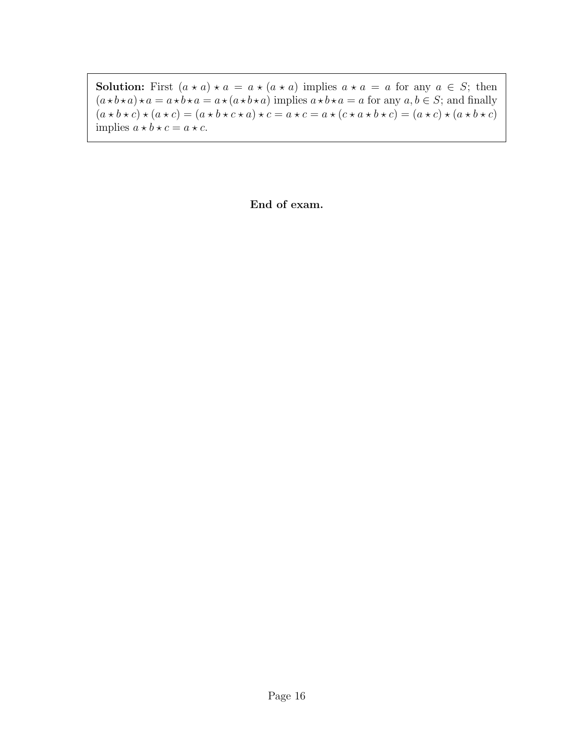**Solution:** First $(a \star a) \star a = a \star (a \star a)$ implies $a \star a = a$ for any $a \in S$; then $(a \star b \star a) \star a = a \star b \star a = a \star (a \star b \star a)$ implies $a \star b \star a = a$ for any $a, b \in S$; and finally $(a \star b \star c) \star (a \star c) = (a \star b \star c \star a) \star c = a \star c = a \star (c \star a \star b \star c) = (a \star c) \star (a \star b \star c)$ implies $a \star b \star c = a \star c$.

**End of exam.**